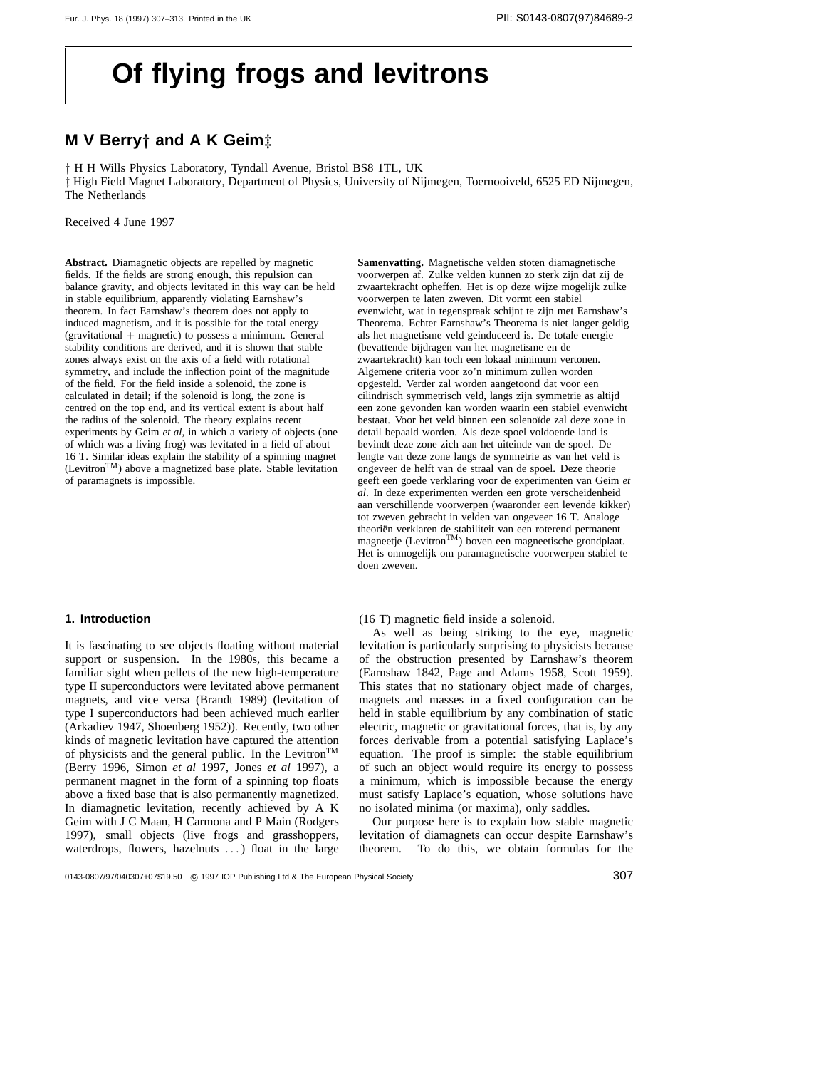# Of flying frogs and levitrons

## M V Berry† and A K Geim‡

† H H Wills Physics Laboratory, Tyndall Avenue, Bristol BS8 1TL, UK
‡ High Field Magnet Laboratory, Department of Physics, University of Nijmegen, Toernooiveld, 6525 ED Nijmegen, The Netherlands

Received 4 June 1997

**Abstract.** Diamagnetic objects are repelled by magnetic fields. If the fields are strong enough, this repulsion can balance gravity, and objects levitated in this way can be held in stable equilibrium, apparently violating Earnshaw's theorem. In fact Earnshaw's theorem does not apply to induced magnetism, and it is possible for the total energy (gravitational + magnetic) to possess a minimum. General stability conditions are derived, and it is shown that stable zones always exist on the axis of a field with rotational symmetry, and include the inflection point of the magnitude of the field. For the field inside a solenoid, the zone is calculated in detail; if the solenoid is long, the zone is centred on the top end, and its vertical extent is about half the radius of the solenoid. The theory explains recent experiments by Geim *et al*, in which a variety of objects (one of which was a living frog) was levitated in a field of about 16 T. Similar ideas explain the stability of a spinning magnet (Levitron™) above a magnetized base plate. Stable levitation of paramagnets is impossible.

**Samenvatting.** Magnetische velden stoten diamagnetische voorwerpen af. Zulke velden kunnen zo sterk zijn dat zij de zwaartekracht opheffen. Het is op deze wijze mogelijk zulke voorwerpen te laten zweven. Dit vormt een stabiel evenwicht, wat in tegenspraak schijnt te zijn met Earnshaw's Theorema. Echter Earnshaw's Theorema is niet langer geldig als het magnetisme veld geinduceerd is. De totale energie (bevattende bijdragen van het magnetisme en de zwaartekracht) kan toch een lokaal minimum vertonen. Algemene criteria voor zo'n minimum zullen worden opgesteld. Verder zal worden aangetoond dat voor een cilindrisch symmetrisch veld, langs zijn symmetrie as altijd een zone gevonden kan worden waarin een stabiel evenwicht bestaat. Voor het veld binnen een solenoïde zal deze zone in detail bepaald worden. Als deze spoel voldoende land is bevindt deze zone zich aan het uiteinde van de spoel. De lengte van deze zone langs de symmetrie as van het veld is ongeveer de helft van de straal van de spoel. Deze theorie geeft een goede verklaring voor de experimenten van Geim *et al*. In deze experimenten werden een grote verscheidenheid aan verschillende voorwerpen (waaronder een levende kikker) tot zweven gebracht in velden van ongeveer 16 T. Analoge theoriën verklaren de stabiliteit van een roterend permanent magneetje (Levitron™) boven een magneetische grondplaat. Het is onmogelijk om paramagnetische voorwerpen stabiel te doen zweven.

## 1. Introduction

It is fascinating to see objects floating without material support or suspension. In the 1980s, this became a familiar sight when pellets of the new high-temperature type II superconductors were levitated above permanent magnets, and vice versa (Brandt 1989) (levitation of type I superconductors had been achieved much earlier (Arkadiev 1947, Shoenberg 1952)). Recently, two other kinds of magnetic levitation have captured the attention of physicists and the general public. In the Levitron™ (Berry 1996, Simon *et al* 1997, Jones *et al* 1997), a permanent magnet in the form of a spinning top floats above a fixed base that is also permanently magnetized. In diamagnetic levitation, recently achieved by A K Geim with J C Maan, H Carmona and P Main (Rodgers 1997), small objects (live frogs and grasshoppers, waterdrops, flowers, hazelnuts ...) float in the large (16 T) magnetic field inside a solenoid.

As well as being striking to the eye, magnetic levitation is particularly surprising to physicists because of the obstruction presented by Earnshaw's theorem (Earnshaw 1842, Page and Adams 1958, Scott 1959). This states that no stationary object made of charges, magnets and masses in a fixed configuration can be held in stable equilibrium by any combination of static electric, magnetic or gravitational forces, that is, by any forces derivable from a potential satisfying Laplace's equation. The proof is simple: the stable equilibrium of such an object would require its energy to possess a minimum, which is impossible because the energy must satisfy Laplace's equation, whose solutions have no isolated minima (or maxima), only saddles.

Our purpose here is to explain how stable magnetic levitation of diamagnets can occur despite Earnshaw's theorem. To do this, we obtain formulas for the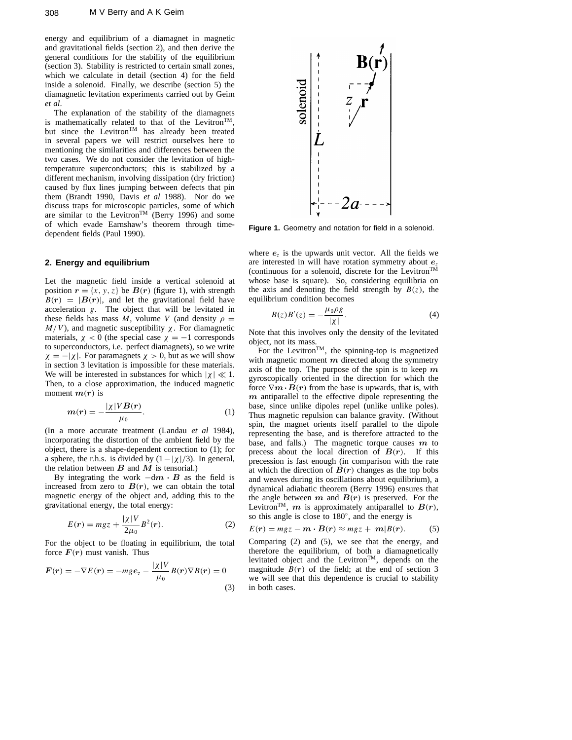energy and equilibrium of a diamagnet in magnetic and gravitational fields (section 2), and then derive the general conditions for the stability of the equilibrium (section 3). Stability is restricted to certain small zones, which we calculate in detail (section 4) for the field inside a solenoid. Finally, we describe (section 5) the diamagnetic levitation experiments carried out by Geim *et al*.

The explanation of the stability of the diamagnets is mathematically related to that of the Levitron™, but since the Levitron™ has already been treated in several papers we will restrict ourselves here to mentioning the similarities and differences between the two cases. We do not consider the levitation of high-temperature superconductors; this is stabilized by a different mechanism, involving dissipation (dry friction) caused by flux lines jumping between defects that pin them (Brandt 1990, Davis *et al* 1988). Nor do we discuss traps for microscopic particles, some of which are similar to the Levitron™ (Berry 1996) and some of which evade Earnshaw's theorem through time-dependent fields (Paul 1990).

## 2. Energy and equilibrium

Let the magnetic field inside a vertical solenoid at position $\boldsymbol{r} = \{x, y, z\}$ be $\boldsymbol{B}(\boldsymbol{r})$ (figure 1), with strength $B(\boldsymbol{r}) = |\boldsymbol{B}(\boldsymbol{r})|$, and let the gravitational field have acceleration $g$. The object that will be levitated in these fields has mass $M$, volume $V$ (and density $\rho = M/V$), and magnetic susceptibility $\chi$. For diamagnetic materials, $\chi < 0$ (the special case $\chi = -1$ corresponds to superconductors, i.e. perfect diamagnets), so we write $\chi = -|\chi|$. For paramagnets $\chi > 0$, but as we will show in section 3 levitation is impossible for these materials. We will be interested in substances for which $|\chi| \ll 1$. Then, to a close approximation, the induced magnetic moment $\boldsymbol{m}(\boldsymbol{r})$ is

$$\boldsymbol{m}(\boldsymbol{r}) = -\frac{|\chi| V \boldsymbol{B}(\boldsymbol{r})}{\mu_0}. \tag{1}$$

(In a more accurate treatment (Landau *et al* 1984), incorporating the distortion of the ambient field by the object, there is a shape-dependent correction to (1); for a sphere, the r.h.s. is divided by $(1 - |\chi|/3)$. In general, the relation between $\boldsymbol{B}$ and $\boldsymbol{M}$ is tensorial.)

By integrating the work $-\mathrm{d}\boldsymbol{m} \cdot \boldsymbol{B}$ as the field is increased from zero to $\boldsymbol{B}(\boldsymbol{r})$, we can obtain the total magnetic energy of the object and, adding this to the gravitational energy, the total energy:

$$E(\boldsymbol{r}) = mgz + \frac{|\chi| V}{2\mu_0} B^2(\boldsymbol{r}). \tag{2}$$

For the object to be floating in equilibrium, the total force $\boldsymbol{F}(\boldsymbol{r})$ must vanish. Thus

$$\boldsymbol{F}(\boldsymbol{r}) = -\nabla E(\boldsymbol{r}) = -mg\boldsymbol{e}_z - \frac{|\chi| V}{\mu_0} B(\boldsymbol{r}) \nabla B(\boldsymbol{r}) = 0 \tag{3}$$

Figure 1. Geometry and notation for field in a solenoid.

where $\boldsymbol{e}_z$ is the upwards unit vector. All the fields we are interested in will have rotation symmetry about $\boldsymbol{e}_z$ (continuous for a solenoid, discrete for the Levitron™ whose base is square). So, considering equilibria on the axis and denoting the field strength by $B(z)$, the equilibrium condition becomes

$$B(z) B'(z) = -\frac{\mu_0 \rho g}{|\chi|}. \tag{4}$$

Note that this involves only the density of the levitated object, not its mass.

For the Levitron™, the spinning-top is magnetized with magnetic moment $\boldsymbol{m}$ directed along the symmetry axis of the top. The purpose of the spin is to keep $\boldsymbol{m}$ gyroscopically oriented in the direction for which the force $\nabla \boldsymbol{m} \cdot \boldsymbol{B}(\boldsymbol{r})$ from the base is upwards, that is, with $\boldsymbol{m}$ antiparallel to the effective dipole representing the base, since unlike dipoles repel (unlike unlike poles). Thus magnetic repulsion can balance gravity. (Without spin, the magnet orients itself parallel to the dipole representing the base, and is therefore attracted to the base, and falls.) The magnetic torque causes $\boldsymbol{m}$ to precess about the local direction of $\boldsymbol{B}(\boldsymbol{r})$. If this precession is fast enough (in comparison with the rate at which the direction of $\boldsymbol{B}(\boldsymbol{r})$ changes as the top bobs and weaves during its oscillations about equilibrium), a dynamical adiabatic theorem (Berry 1996) ensures that the angle between $\boldsymbol{m}$ and $\boldsymbol{B}(\boldsymbol{r})$ is preserved. For the Levitron™, $\boldsymbol{m}$ is approximately antiparallel to $\boldsymbol{B}(\boldsymbol{r})$, so this angle is close to 180°, and the energy is

$$E(\boldsymbol{r}) = mgz - \boldsymbol{m} \cdot \boldsymbol{B}(\boldsymbol{r}) \approx mgz + |\boldsymbol{m}| B(\boldsymbol{r}). \tag{5}$$

Comparing (2) and (5), we see that the energy, and therefore the equilibrium, of both a diamagnetically levitated object and the Levitron™, depends on the magnitude $B(\boldsymbol{r})$ of the field; at the end of section 3 we will see that this dependence is crucial to stability in both cases.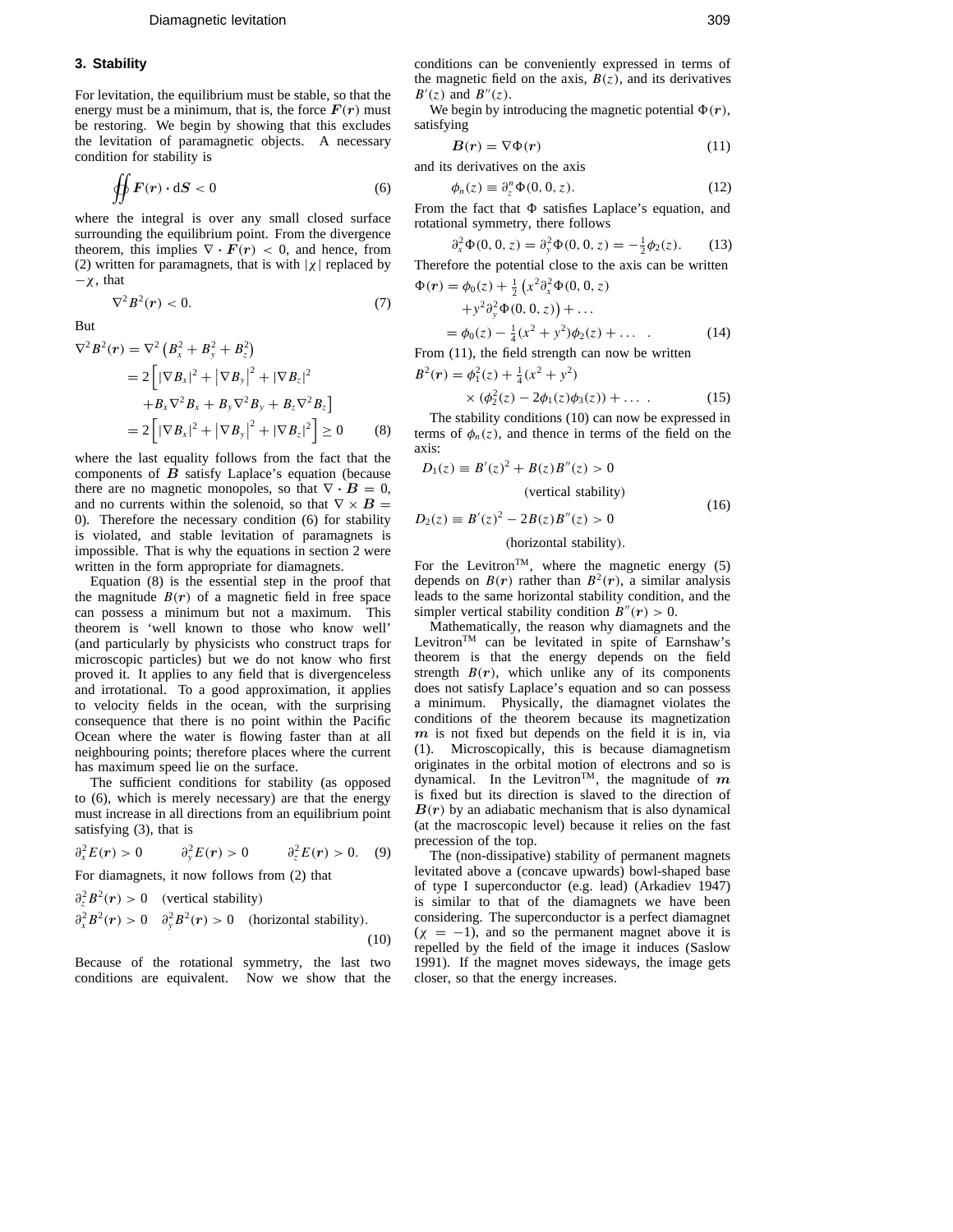## 3. Stability

For levitation, the equilibrium must be stable, so that the energy must be a minimum, that is, the force $\boldsymbol{F}(\boldsymbol{r})$ must be restoring. We begin by showing that this excludes the levitation of paramagnetic objects. A necessary condition for stability is

$$\oiint \boldsymbol{F}(\boldsymbol{r}) \cdot \mathrm{d}\boldsymbol{S} < 0 \tag{6}$$

where the integral is over any small closed surface surrounding the equilibrium point. From the divergence theorem, this implies $\nabla \cdot \boldsymbol{F}(\boldsymbol{r}) < 0$, and hence, from (2) written for paramagnets, that is with $|\chi|$ replaced by $-\chi$, that

$$\nabla^2 B^2(\boldsymbol{r}) < 0. \tag{7}$$

But

$$\begin{aligned}\nabla^2 B^2(\boldsymbol{r}) &= \nabla^2\left(B_x^2 + B_y^2 + B_z^2\right) \\ &= 2\Big[|\nabla B_x|^2 + \left|\nabla B_y\right|^2 + |\nabla B_z|^2 \\ &\quad + B_x \nabla^2 B_x + B_y \nabla^2 B_y + B_z \nabla^2 B_z\Big] \\ &= 2\Big[|\nabla B_x|^2 + \left|\nabla B_y\right|^2 + |\nabla B_z|^2\Big] \geq 0 \end{aligned} \tag{8}$$

where the last equality follows from the fact that the components of $\boldsymbol{B}$ satisfy Laplace's equation (because there are no magnetic monopoles, so that $\nabla \cdot \boldsymbol{B} = 0$, and no currents within the solenoid, so that $\nabla \times \boldsymbol{B} = 0$). Therefore the necessary condition (6) for stability is violated, and stable levitation of paramagnets is impossible. That is why the equations in section 2 were written in the form appropriate for diamagnets.

Equation (8) is the essential step in the proof that the magnitude $B(\boldsymbol{r})$ of a magnetic field in free space can possess a minimum but not a maximum. This theorem is 'well known to those who know well' (and particularly by physicists who construct traps for microscopic particles) but we do not know who first proved it. It applies to any field that is divergenceless and irrotational. To a good approximation, it applies to velocity fields in the ocean, with the surprising consequence that there is no point within the Pacific Ocean where the water is flowing faster than at all neighbouring points; therefore places where the current has maximum speed lie on the surface.

The sufficient conditions for stability (as opposed to (6), which is merely necessary) are that the energy must increase in all directions from an equilibrium point satisfying (3), that is

$$\partial_x^2 E(\boldsymbol{r}) > 0 \qquad \partial_y^2 E(\boldsymbol{r}) > 0 \qquad \partial_z^2 E(\boldsymbol{r}) > 0. \tag{9}$$

For diamagnets, it now follows from (2) that

$$\begin{aligned}&\partial_z^2 B^2(\boldsymbol{r}) > 0 \quad \text{(vertical stability)} \\ &\partial_x^2 B^2(\boldsymbol{r}) > 0 \quad \partial_y^2 B^2(\boldsymbol{r}) > 0 \quad \text{(horizontal stability)}.\end{aligned} \tag{10}$$

Because of the rotational symmetry, the last two conditions are equivalent. Now we show that the conditions can be conveniently expressed in terms of the magnetic field on the axis, $B(z)$, and its derivatives $B'(z)$ and $B''(z)$.

We begin by introducing the magnetic potential $\Phi(\boldsymbol{r})$, satisfying

$$\boldsymbol{B}(\boldsymbol{r}) = \nabla \Phi(\boldsymbol{r}) \tag{11}$$

and its derivatives on the axis

$$\phi_n(z) \equiv \partial_z^n \Phi(0, 0, z). \tag{12}$$

From the fact that $\Phi$ satisfies Laplace's equation, and rotational symmetry, there follows

$$\partial_x^2 \Phi(0, 0, z) = \partial_y^2 \Phi(0, 0, z) = -\tfrac{1}{2}\phi_2(z). \tag{13}$$

Therefore the potential close to the axis can be written

$$\begin{aligned}\Phi(\boldsymbol{r}) &= \phi_0(z) + \tfrac{1}{2}\left(x^2 \partial_x^2 \Phi(0, 0, z) + y^2 \partial_y^2 \Phi(0, 0, z)\right) + \ldots \\ &= \phi_0(z) - \tfrac{1}{4}(x^2 + y^2)\phi_2(z) + \ldots \quad .\end{aligned} \tag{14}$$

From (11), the field strength can now be written

$$B^2(\boldsymbol{r}) = \phi_1^2(z) + \tfrac{1}{4}(x^2 + y^2) \times (\phi_2^2(z) - 2\phi_1(z)\phi_3(z)) + \ldots \quad . \tag{15}$$

The stability conditions (10) can now be expressed in terms of $\phi_n(z)$, and thence in terms of the field on the axis:

$$\begin{aligned}&D_1(z) \equiv B'(z)^2 + B(z)B''(z) > 0 \\ &\qquad \text{(vertical stability)} \\ &D_2(z) \equiv B'(z)^2 - 2B(z)B''(z) > 0 \\ &\qquad \text{(horizontal stability)}.\end{aligned} \tag{16}$$

For the Levitron™, where the magnetic energy (5) depends on $B(\boldsymbol{r})$ rather than $B^2(\boldsymbol{r})$, a similar analysis leads to the same horizontal stability condition, and the simpler vertical stability condition $B''(\boldsymbol{r}) > 0$.

Mathematically, the reason why diamagnets and the Levitron™ can be levitated in spite of Earnshaw's theorem is that the energy depends on the field strength $B(\boldsymbol{r})$, which unlike any of its components does not satisfy Laplace's equation and so can possess a minimum. Physically, the diamagnet violates the conditions of the theorem because its magnetization $\boldsymbol{m}$ is not fixed but depends on the field it is in, via (1). Microscopically, this is because diamagnetism originates in the orbital motion of electrons and so is dynamical. In the Levitron™, the magnitude of $\boldsymbol{m}$ is fixed but its direction is slaved to the direction of $\boldsymbol{B}(\boldsymbol{r})$ by an adiabatic mechanism that is also dynamical (at the macroscopic level) because it relies on the fast precession of the top.

The (non-dissipative) stability of permanent magnets levitated above a (concave upwards) bowl-shaped base of type I superconductor (e.g. lead) (Arkadiev 1947) is similar to that of the diamagnets we have been considering. The superconductor is a perfect diamagnet ($\chi = -1$), and so the permanent magnet above it is repelled by the field of the image it induces (Saslow 1991). If the magnet moves sideways, the image gets closer, so that the energy increases.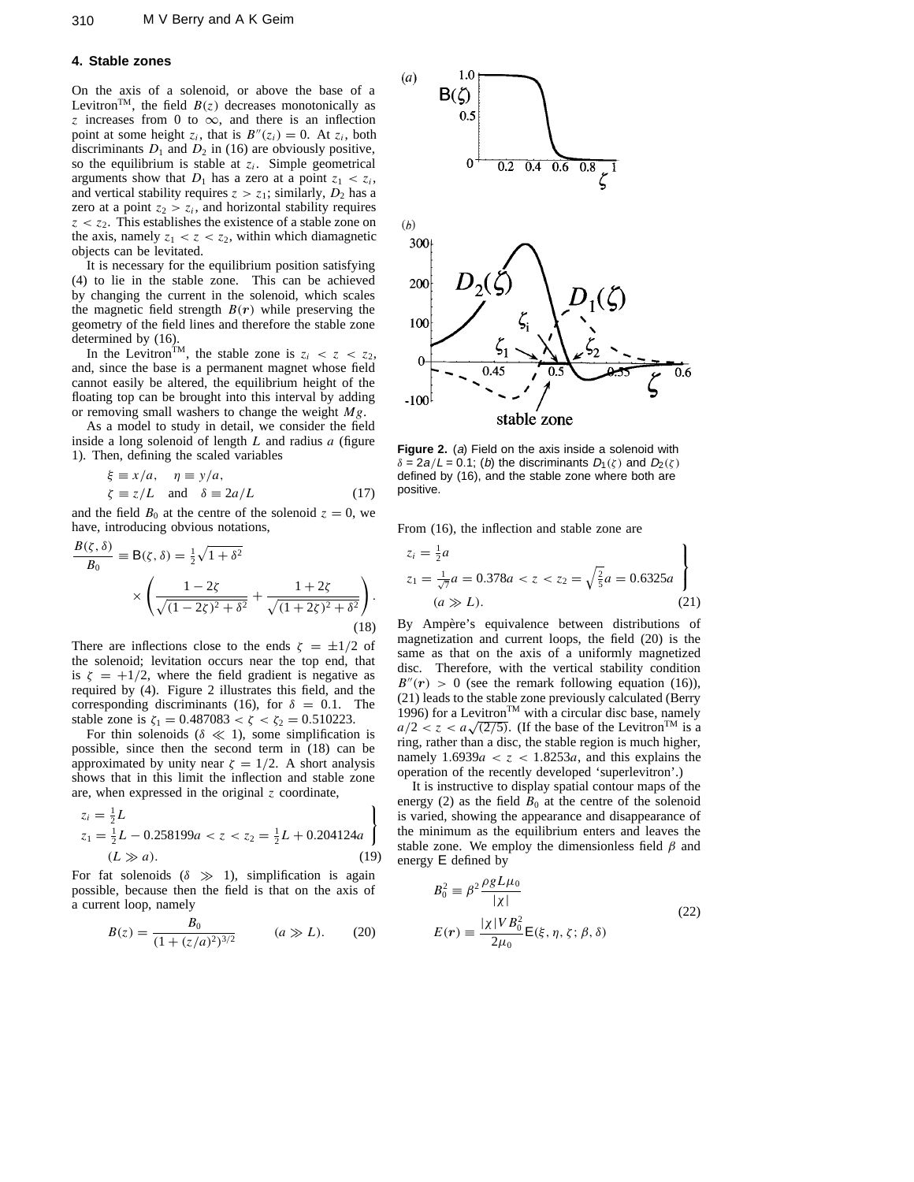## 4. Stable zones

On the axis of a solenoid, or above the base of a Levitron™, the field $B(z)$ decreases monotonically as $z$ increases from 0 to $\infty$, and there is an inflection point at some height $z_i$, that is $B''(z_i) = 0$. At $z_i$, both discriminants $D_1$ and $D_2$ in (16) are obviously positive, so the equilibrium is stable at $z_i$. Simple geometrical arguments show that $D_1$ has a zero at a point $z_1 < z_i$, and vertical stability requires $z > z_1$; similarly, $D_2$ has a zero at a point $z_2 > z_i$, and horizontal stability requires $z < z_2$. This establishes the existence of a stable zone on the axis, namely $z_1 < z < z_2$, within which diamagnetic objects can be levitated.

It is necessary for the equilibrium position satisfying (4) to lie in the stable zone. This can be achieved by changing the current in the solenoid, which scales the magnetic field strength $B(\boldsymbol{r})$ while preserving the geometry of the field lines and therefore the stable zone determined by (16).

In the Levitron™, the stable zone is $z_i < z < z_2$, and, since the base is a permanent magnet whose field cannot easily be altered, the equilibrium height of the floating top can be brought into this interval by adding or removing small washers to change the weight $Mg$.

As a model to study in detail, we consider the field inside a long solenoid of length $L$ and radius $a$ (figure 1). Then, defining the scaled variables

$$\xi \equiv x/a, \quad \eta \equiv y/a, \quad \zeta \equiv z/L \quad \text{and} \quad \delta \equiv 2a/L \tag{17}$$

and the field $B_0$ at the centre of the solenoid $z = 0$, we have, introducing obvious notations,

$$\frac{B(\zeta, \delta)}{B_0} \equiv \mathsf{B}(\zeta, \delta) = \tfrac{1}{2}\sqrt{1+\delta^2} \times \left( \frac{1-2\zeta}{\sqrt{(1-2\zeta)^2+\delta^2}} + \frac{1+2\zeta}{\sqrt{(1+2\zeta)^2+\delta^2}} \right). \tag{18}$$

There are inflections close to the ends $\zeta = \pm 1/2$ of the solenoid; levitation occurs near the top end, that is $\zeta = +1/2$, where the field gradient is negative as required by (4). Figure 2 illustrates this field, and the corresponding discriminants (16), for $\delta = 0.1$. The stable zone is $\zeta_1 = 0.487083 < \zeta < \zeta_2 = 0.510223$.

For thin solenoids ($\delta \ll 1$), some simplification is possible, since then the second term in (18) can be approximated by unity near $\zeta = 1/2$. A short analysis shows that in this limit the inflection and stable zone are, when expressed in the original $z$ coordinate,

$$\left.\begin{aligned} &z_i = \tfrac{1}{2}L \\ &z_1 = \tfrac{1}{2}L - 0.258199a < z < z_2 = \tfrac{1}{2}L + 0.204124a \\ &(L \gg a). \end{aligned}\right\} \tag{19}$$

For fat solenoids ($\delta \gg 1$), simplification is again possible, because then the field is that on the axis of a current loop, namely

$$B(z) = \frac{B_0}{(1+(z/a)^2)^{3/2}} \qquad (a \gg L). \tag{20}$$

**Figure 2.** (*a*) Field on the axis inside a solenoid with $\delta = 2a/L = 0.1$; (*b*) the discriminants $D_1(\zeta)$ and $D_2(\zeta)$ defined by (16), and the stable zone where both are positive.

From (16), the inflection and stable zone are

$$\left.\begin{aligned} &z_i = \tfrac{1}{2}a \\ &z_1 = \tfrac{1}{\sqrt{7}}a = 0.378a < z < z_2 = \sqrt{\tfrac{2}{5}}a = 0.6325a \\ &(a \gg L). \end{aligned}\right\} \tag{21}$$

By Ampère's equivalence between distributions of magnetization and current loops, the field (20) is the same as that on the axis of a uniformly magnetized disc. Therefore, with the vertical stability condition $B''(\boldsymbol{r}) > 0$ (see the remark following equation (16)), (21) leads to the stable zone previously calculated (Berry 1996) for a Levitron™ with a circular disc base, namely $a/2 < z < a\sqrt{(2/5)}$. (If the base of the Levitron™ is a ring, rather than a disc, the stable region is much higher, namely $1.6939a < z < 1.8253a$, and this explains the operation of the recently developed 'superlevitron'.)

It is instructive to display spatial contour maps of the energy (2) as the field $B_0$ at the centre of the solenoid is varied, showing the appearance and disappearance of the minimum as the equilibrium enters and leaves the stable zone. We employ the dimensionless field $\beta$ and energy $\mathsf{E}$ defined by

$$\begin{aligned} B_0^2 &\equiv \beta^2 \frac{\rho g L \mu_0}{|\chi|} \\ E(\boldsymbol{r}) &\equiv \frac{|\chi| V B_0^2}{2\mu_0} \mathsf{E}(\xi, \eta, \zeta; \beta, \delta) \end{aligned} \tag{22}$$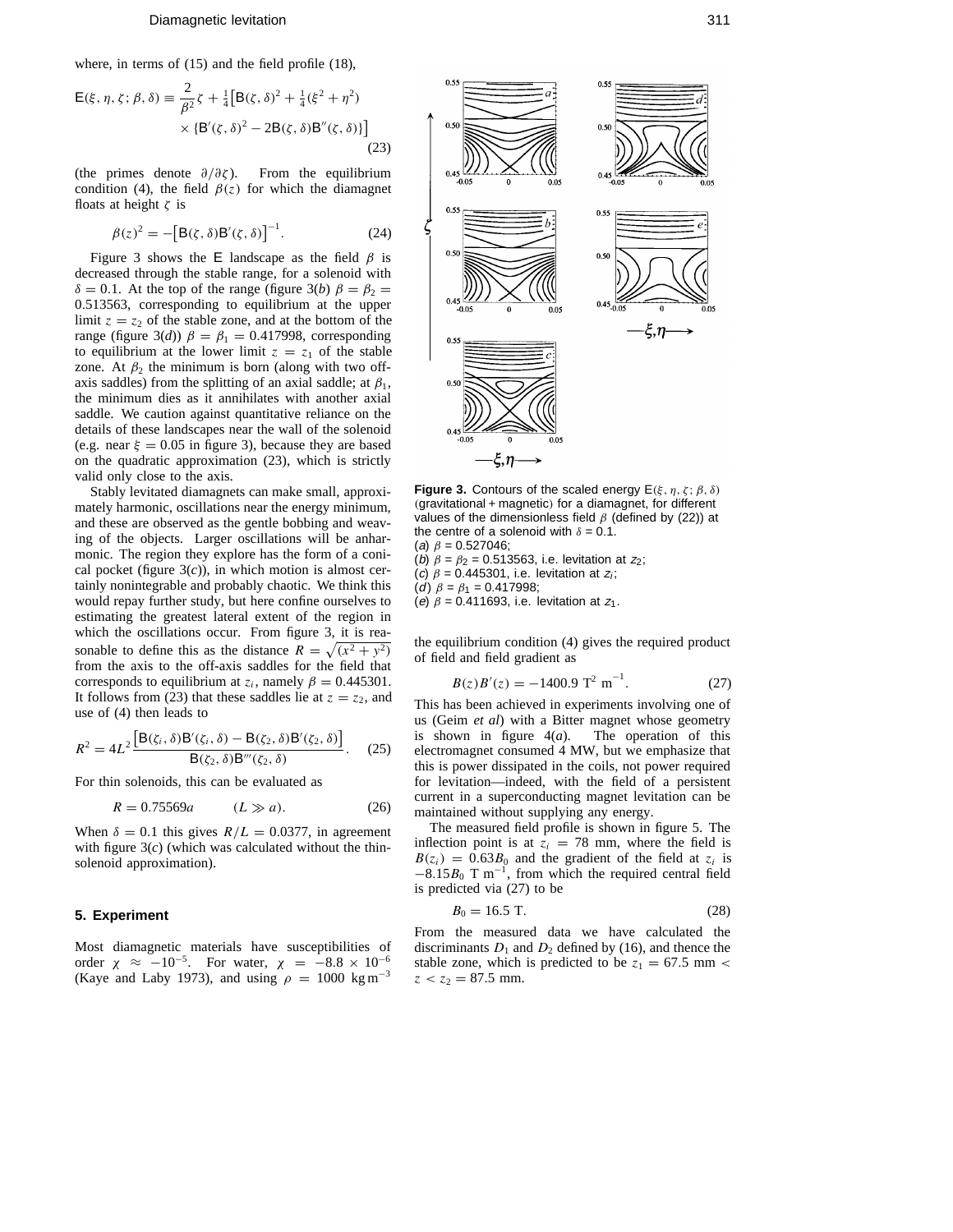where, in terms of (15) and the field profile (18),

$$\mathsf{E}(\xi,\eta,\zeta;\beta,\delta) \equiv \frac{2}{\beta^2}\zeta + \tfrac{1}{4}\big[\mathsf{B}(\zeta,\delta)^2 + \tfrac{1}{4}(\xi^2+\eta^2) \times \{\mathsf{B}'(\zeta,\delta)^2 - 2\mathsf{B}(\zeta,\delta)\mathsf{B}''(\zeta,\delta)\}\big] \tag{23}$$

(the primes denote $\partial/\partial\zeta$). From the equilibrium condition (4), the field $\beta(z)$ for which the diamagnet floats at height $\zeta$ is

$$\beta(z)^2 = -\big[\mathsf{B}(\zeta,\delta)\mathsf{B}'(\zeta,\delta)\big]^{-1}. \tag{24}$$

Figure 3 shows the $\mathsf{E}$ landscape as the field $\beta$ is decreased through the stable range, for a solenoid with $\delta = 0.1$. At the top of the range (figure 3(*b*) $\beta = \beta_2 = 0.513563$, corresponding to equilibrium at the upper limit $z = z_2$ of the stable zone, and at the bottom of the range (figure 3(*d*)) $\beta = \beta_1 = 0.417998$, corresponding to equilibrium at the lower limit $z = z_1$ of the stable zone. At $\beta_2$ the minimum is born (along with two off-axis saddles) from the splitting of an axial saddle; at $\beta_1$, the minimum dies as it annihilates with another axial saddle. We caution against quantitative reliance on the details of these landscapes near the wall of the solenoid (e.g. near $\xi = 0.05$ in figure 3), because they are based on the quadratic approximation (23), which is strictly valid only close to the axis.

Stably levitated diamagnets can make small, approximately harmonic, oscillations near the energy minimum, and these are observed as the gentle bobbing and weaving of the objects. Larger oscillations will be anharmonic. The region they explore has the form of a conical pocket (figure 3(*c*)), in which motion is almost certainly nonintegrable and probably chaotic. We think this would repay further study, but here confine ourselves to estimating the greatest lateral extent of the region in which the oscillations occur. From figure 3, it is reasonable to define this as the distance $R = \sqrt{(x^2+y^2)}$ from the axis to the off-axis saddles for the field that corresponds to equilibrium at $z_i$, namely $\beta = 0.445301$. It follows from (23) that these saddles lie at $z = z_2$, and use of (4) then leads to

$$R^2 = 4L^2\frac{\big[\mathsf{B}(\zeta_i,\delta)\mathsf{B}'(\zeta_i,\delta) - \mathsf{B}(\zeta_2,\delta)\mathsf{B}'(\zeta_2,\delta)\big]}{\mathsf{B}(\zeta_2,\delta)\mathsf{B}'''(\zeta_2,\delta)}. \tag{25}$$

For thin solenoids, this can be evaluated as

$$R = 0.75569a \qquad (L \gg a). \tag{26}$$

When $\delta = 0.1$ this gives $R/L = 0.0377$, in agreement with figure 3(*c*) (which was calculated without the thin-solenoid approximation).

**Figure 3.** Contours of the scaled energy $\mathsf{E}(\xi,\eta,\zeta;\beta,\delta)$ (gravitational + magnetic) for a diamagnet, for different values of the dimensionless field $\beta$ (defined by (22)) at the centre of a solenoid with $\delta = 0.1$.
(*a*) $\beta = 0.527046$;
(*b*) $\beta = \beta_2 = 0.513563$, i.e. levitation at $z_2$;
(*c*) $\beta = 0.445301$, i.e. levitation at $z_i$;
(*d*) $\beta = \beta_1 = 0.417998$;
(*e*) $\beta = 0.411693$, i.e. levitation at $z_1$.

## 5. Experiment

Most diamagnetic materials have susceptibilities of order $\chi \approx -10^{-5}$. For water, $\chi = -8.8\times10^{-6}$ (Kaye and Laby 1973), and using $\rho = 1000$ kg m$^{-3}$ the equilibrium condition (4) gives the required product of field and field gradient as

$$B(z)B'(z) = -1400.9 \text{ T}^2 \text{ m}^{-1}. \tag{27}$$

This has been achieved in experiments involving one of us (Geim *et al*) with a Bitter magnet whose geometry is shown in figure 4(*a*). The operation of this electromagnet consumed 4 MW, but we emphasize that this is power dissipated in the coils, not power required for levitation—indeed, with the field of a persistent current in a superconducting magnet levitation can be maintained without supplying any energy.

The measured field profile is shown in figure 5. The inflection point is at $z_i = 78$ mm, where the field is $B(z_i) = 0.63B_0$ and the gradient of the field at $z_i$ is $-8.15B_0$ T m$^{-1}$, from which the required central field is predicted via (27) to be

$$B_0 = 16.5 \text{ T}. \tag{28}$$

From the measured data we have calculated the discriminants $D_1$ and $D_2$ defined by (16), and thence the stable zone, which is predicted to be $z_1 = 67.5$ mm $< z < z_2 = 87.5$ mm.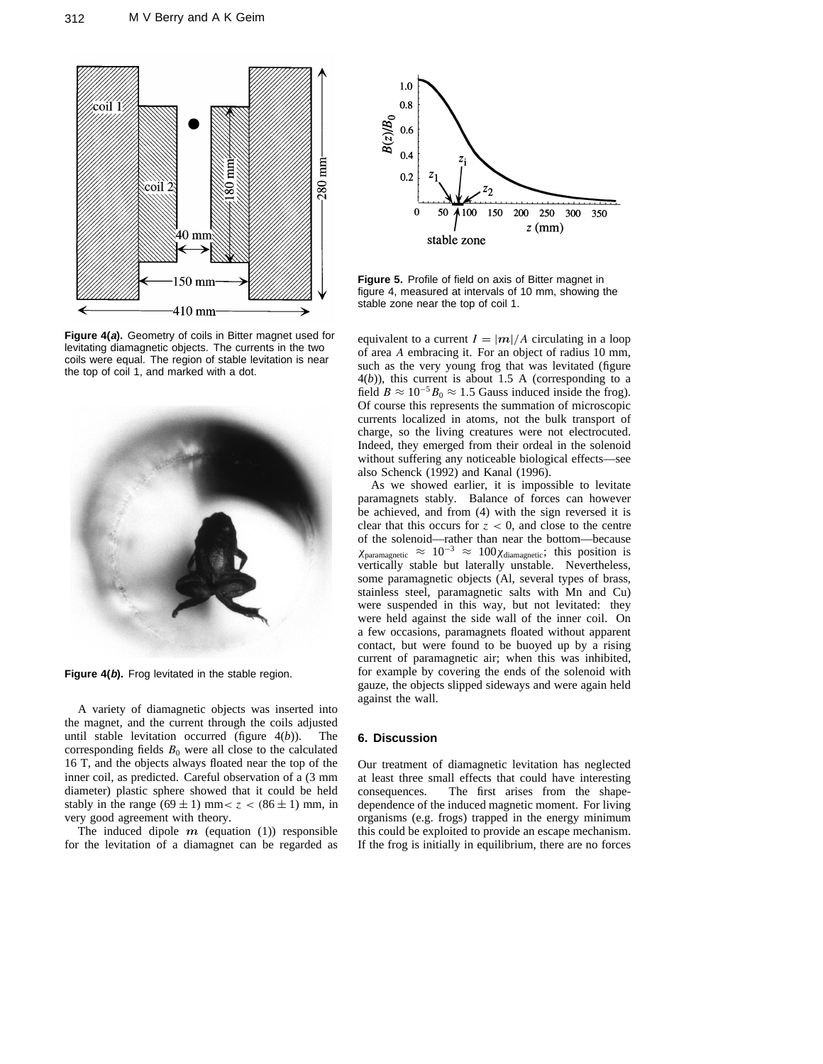Figure 4(*a*). Geometry of coils in Bitter magnet used for levitating diamagnetic objects. The currents in the two coils were equal. The region of stable levitation is near the top of coil 1, and marked with a dot.

Figure 4(*b*). Frog levitated in the stable region.

A variety of diamagnetic objects was inserted into the magnet, and the current through the coils adjusted until stable levitation occurred (figure 4(*b*)). The corresponding fields $B_0$ were all close to the calculated 16 T, and the objects always floated near the top of the inner coil, as predicted. Careful observation of a (3 mm diameter) plastic sphere showed that it could be held stably in the range $(69 \pm 1)$ mm$< z < (86 \pm 1)$ mm, in very good agreement with theory.

The induced dipole $\boldsymbol{m}$ (equation (1)) responsible for the levitation of a diamagnet can be regarded as equivalent to a current $I = |\boldsymbol{m}|/A$ circulating in a loop of area $A$ embracing it. For an object of radius 10 mm, such as the very young frog that was levitated (figure 4(*b*)), this current is about 1.5 A (corresponding to a field $B \approx 10^{-5} B_0 \approx 1.5$ Gauss induced inside the frog). Of course this represents the summation of microscopic currents localized in atoms, not the bulk transport of charge, so the living creatures were not electrocuted. Indeed, they emerged from their ordeal in the solenoid without suffering any noticeable biological effects—see also Schenck (1992) and Kanal (1996).

Figure 5. Profile of field on axis of Bitter magnet in figure 4, measured at intervals of 10 mm, showing the stable zone near the top of coil 1.

As we showed earlier, it is impossible to levitate paramagnets stably. Balance of forces can however be achieved, and from (4) with the sign reversed it is clear that this occurs for $z < 0$, and close to the centre of the solenoid—rather than near the bottom—because $\chi_{\mathrm{paramagnetic}} \approx 10^{-3} \approx 100\chi_{\mathrm{diamagnetic}}$; this position is vertically stable but laterally unstable. Nevertheless, some paramagnetic objects (Al, several types of brass, stainless steel, paramagnetic salts with Mn and Cu) were suspended in this way, but not levitated: they were held against the side wall of the inner coil. On a few occasions, paramagnets floated without apparent contact, but were found to be buoyed up by a rising current of paramagnetic air; when this was inhibited, for example by covering the ends of the solenoid with gauze, the objects slipped sideways and were again held against the wall.

## 6. Discussion

Our treatment of diamagnetic levitation has neglected at least three small effects that could have interesting consequences. The first arises from the shape-dependence of the induced magnetic moment. For living organisms (e.g. frogs) trapped in the energy minimum this could be exploited to provide an escape mechanism. If the frog is initially in equilibrium, there are no forces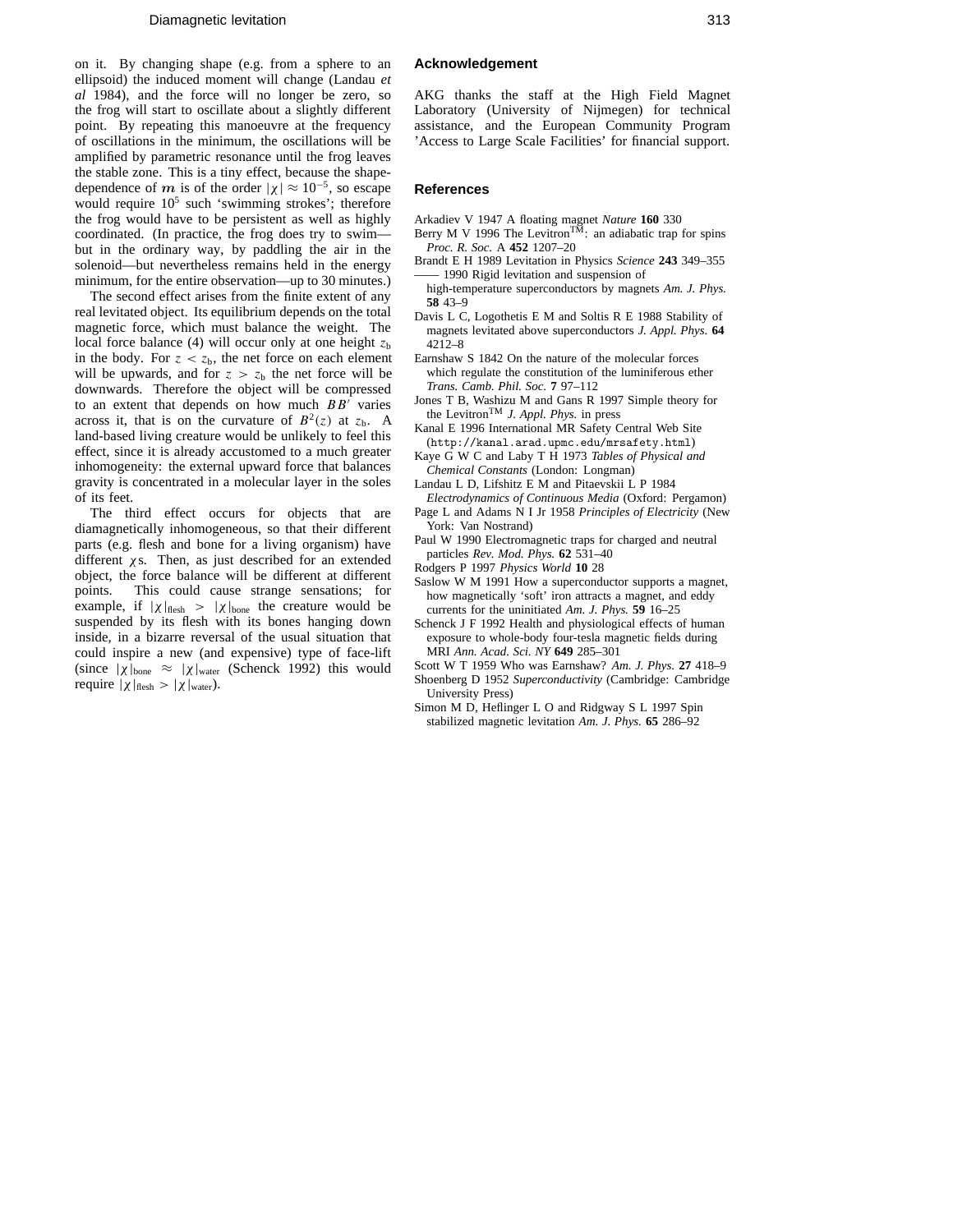on it. By changing shape (e.g. from a sphere to an ellipsoid) the induced moment will change (Landau *et al* 1984), and the force will no longer be zero, so the frog will start to oscillate about a slightly different point. By repeating this manoeuvre at the frequency of oscillations in the minimum, the oscillations will be amplified by parametric resonance until the frog leaves the stable zone. This is a tiny effect, because the shape-dependence of $\boldsymbol{m}$ is of the order $|\chi| \approx 10^{-5}$, so escape would require $10^5$ such 'swimming strokes'; therefore the frog would have to be persistent as well as highly coordinated. (In practice, the frog does try to swim—but in the ordinary way, by paddling the air in the solenoid—but nevertheless remains held in the energy minimum, for the entire observation—up to 30 minutes.)

The second effect arises from the finite extent of any real levitated object. Its equilibrium depends on the total magnetic force, which must balance the weight. The local force balance (4) will occur only at one height $z_b$ in the body. For $z < z_b$, the net force on each element will be upwards, and for $z > z_b$ the net force will be downwards. Therefore the object will be compressed to an extent that depends on how much $BB'$ varies across it, that is on the curvature of $B^2(z)$ at $z_b$. A land-based living creature would be unlikely to feel this effect, since it is already accustomed to a much greater inhomogeneity: the external upward force that balances gravity is concentrated in a molecular layer in the soles of its feet.

The third effect occurs for objects that are diamagnetically inhomogeneous, so that their different parts (e.g. flesh and bone for a living organism) have different $\chi$s. Then, as just described for an extended object, the force balance will be different at different points. This could cause strange sensations; for example, if $|\chi|_{\text{flesh}} > |\chi|_{\text{bone}}$ the creature would be suspended by its flesh with its bones hanging down inside, in a bizarre reversal of the usual situation that could inspire a new (and expensive) type of face-lift (since $|\chi|_{\text{bone}} \approx |\chi|_{\text{water}}$ (Schenck 1992) this would require $|\chi|_{\text{flesh}} > |\chi|_{\text{water}}$).

## Acknowledgement

AKG thanks the staff at the High Field Magnet Laboratory (University of Nijmegen) for technical assistance, and the European Community Program 'Access to Large Scale Facilities' for financial support.

## References

Arkadiev V 1947 A floating magnet *Nature* **160** 330

Berry M V 1996 The Levitron™: an adiabatic trap for spins *Proc. R. Soc.* A **452** 1207–20

Brandt E H 1989 Levitation in Physics *Science* **243** 349–355

—— 1990 Rigid levitation and suspension of high-temperature superconductors by magnets *Am. J. Phys.* **58** 43–9

Davis L C, Logothetis E M and Soltis R E 1988 Stability of magnets levitated above superconductors *J. Appl. Phys.* **64** 4212–8

Earnshaw S 1842 On the nature of the molecular forces which regulate the constitution of the luminiferous ether *Trans. Camb. Phil. Soc.* **7** 97–112

Jones T B, Washizu M and Gans R 1997 Simple theory for the Levitron™ *J. Appl. Phys.* in press

Kanal E 1996 International MR Safety Central Web Site (`http://kanal.arad.upmc.edu/mrsafety.html`)

Kaye G W C and Laby T H 1973 *Tables of Physical and Chemical Constants* (London: Longman)

Landau L D, Lifshitz E M and Pitaevskii L P 1984 *Electrodynamics of Continuous Media* (Oxford: Pergamon)

Page L and Adams N I Jr 1958 *Principles of Electricity* (New York: Van Nostrand)

Paul W 1990 Electromagnetic traps for charged and neutral particles *Rev. Mod. Phys.* **62** 531–40

Rodgers P 1997 *Physics World* **10** 28

Saslow W M 1991 How a superconductor supports a magnet, how magnetically 'soft' iron attracts a magnet, and eddy currents for the uninitiated *Am. J. Phys.* **59** 16–25

Schenck J F 1992 Health and physiological effects of human exposure to whole-body four-tesla magnetic fields during MRI *Ann. Acad. Sci. NY* **649** 285–301

Scott W T 1959 Who was Earnshaw? *Am. J. Phys.* **27** 418–9

Shoenberg D 1952 *Superconductivity* (Cambridge: Cambridge University Press)

Simon M D, Heflinger L O and Ridgway S L 1997 Spin stabilized magnetic levitation *Am. J. Phys.* **65** 286–92